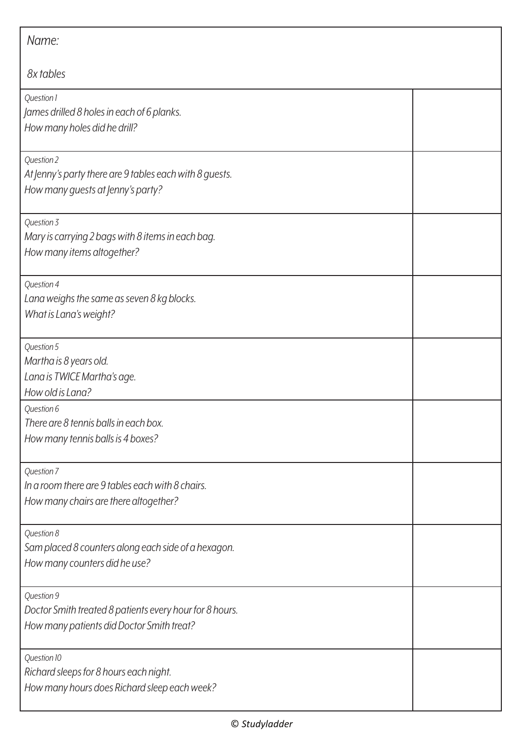*Name:*

*8x tables*

| | |
|---|---|
| *Question 1*<br>*James drilled 8 holes in each of 6 planks.*<br>*How many holes did he drill?* | |
| *Question 2*<br>*At Jenny's party there are 9 tables each with 8 guests.*<br>*How many guests at Jenny's party?* | |
| *Question 3*<br>*Mary is carrying 2 bags with 8 items in each bag.*<br>*How many items altogether?* | |
| *Question 4*<br>*Lana weighs the same as seven 8 kg blocks.*<br>*What is Lana's weight?* | |
| *Question 5*<br>*Martha is 8 years old.*<br>*Lana is TWICE Martha's age.*<br>*How old is Lana?* | |
| *Question 6*<br>*There are 8 tennis balls in each box.*<br>*How many tennis balls is 4 boxes?* | |
| *Question 7*<br>*In a room there are 9 tables each with 8 chairs.*<br>*How many chairs are there altogether?* | |
| *Question 8*<br>*Sam placed 8 counters along each side of a hexagon.*<br>*How many counters did he use?* | |
| *Question 9*<br>*Doctor Smith treated 8 patients every hour for 8 hours.*<br>*How many patients did Doctor Smith treat?* | |
| *Question 10*<br>*Richard sleeps for 8 hours each night.*<br>*How many hours does Richard sleep each week?* | |

*© Studyladder*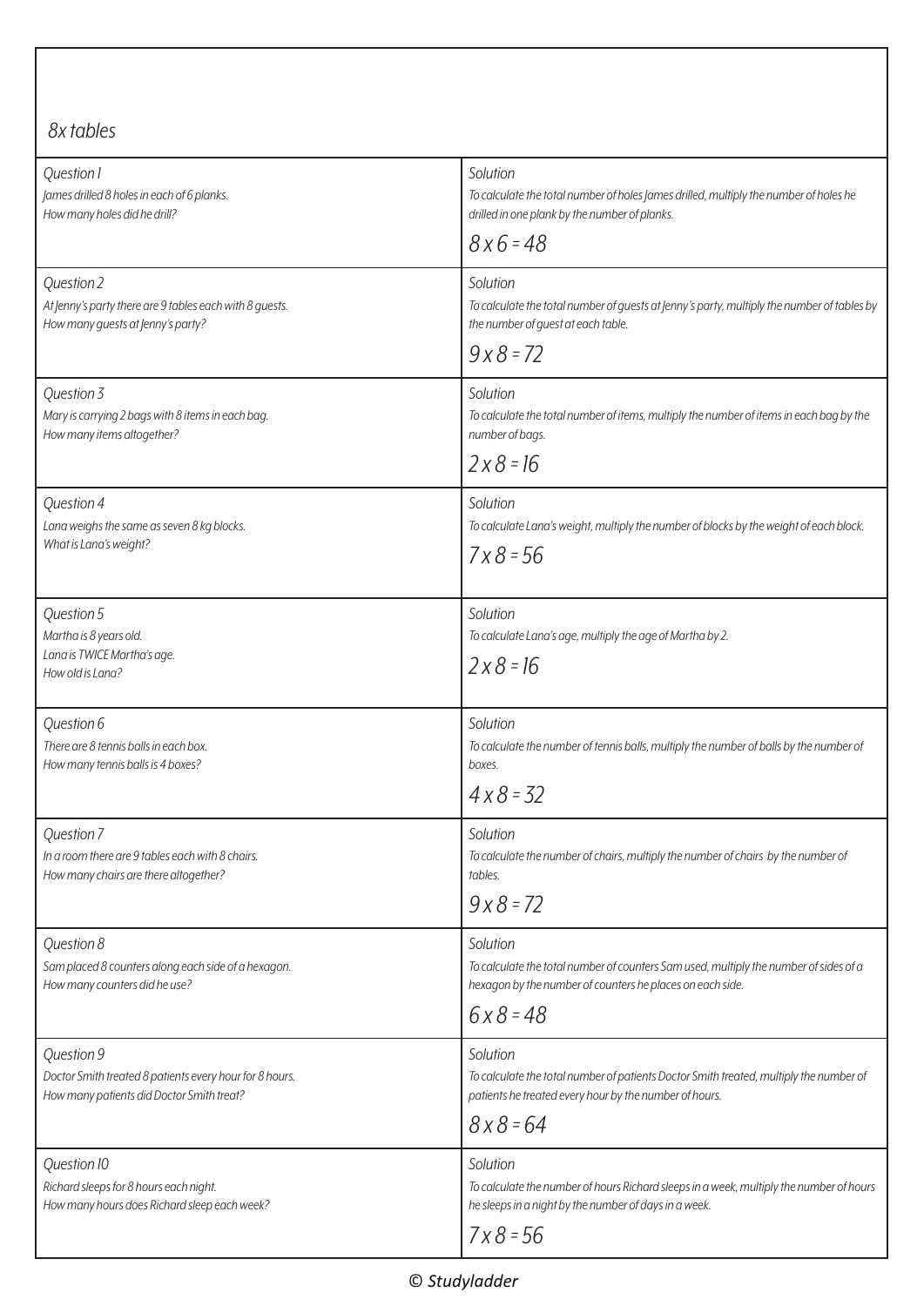*8x tables*

| | |
|---|---|
| *Question 1*<br>*James drilled 8 holes in each of 6 planks.*<br>*How many holes did he drill?* | *Solution*<br>*To calculate the total number of holes James drilled, multiply the number of holes he drilled in one plank by the number of planks.*<br>$8 \times 6 = 48$ |
| *Question 2*<br>*At Jenny's party there are 9 tables each with 8 guests.*<br>*How many guests at Jenny's party?* | *Solution*<br>*To calculate the total number of guests at Jenny's party, multiply the number of tables by the number of guest at each table.*<br>$9 \times 8 = 72$ |
| *Question 3*<br>*Mary is carrying 2 bags with 8 items in each bag.*<br>*How many items altogether?* | *Solution*<br>*To calculate the total number of items, multiply the number of items in each bag by the number of bags.*<br>$2 \times 8 = 16$ |
| *Question 4*<br>*Lana weighs the same as seven 8 kg blocks.*<br>*What is Lana's weight?* | *Solution*<br>*To calculate Lana's weight, multiply the number of blocks by the weight of each block.*<br>$7 \times 8 = 56$ |
| *Question 5*<br>*Martha is 8 years old.*<br>*Lana is TWICE Martha's age.*<br>*How old is Lana?* | *Solution*<br>*To calculate Lana's age, multiply the age of Martha by 2.*<br>$2 \times 8 = 16$ |
| *Question 6*<br>*There are 8 tennis balls in each box.*<br>*How many tennis balls is 4 boxes?* | *Solution*<br>*To calculate the number of tennis balls, multiply the number of balls by the number of boxes.*<br>$4 \times 8 = 32$ |
| *Question 7*<br>*In a room there are 9 tables each with 8 chairs.*<br>*How many chairs are there altogether?* | *Solution*<br>*To calculate the number of chairs, multiply the number of chairs by the number of tables.*<br>$9 \times 8 = 72$ |
| *Question 8*<br>*Sam placed 8 counters along each side of a hexagon.*<br>*How many counters did he use?* | *Solution*<br>*To calculate the total number of counters Sam used, multiply the number of sides of a hexagon by the number of counters he places on each side.*<br>$6 \times 8 = 48$ |
| *Question 9*<br>*Doctor Smith treated 8 patients every hour for 8 hours.*<br>*How many patients did Doctor Smith treat?* | *Solution*<br>*To calculate the total number of patients Doctor Smith treated, multiply the number of patients he treated every hour by the number of hours.*<br>$8 \times 8 = 64$ |
| *Question 10*<br>*Richard sleeps for 8 hours each night.*<br>*How many hours does Richard sleep each week?* | *Solution*<br>*To calculate the number of hours Richard sleeps in a week, multiply the number of hours he sleeps in a night by the number of days in a week.*<br>$7 \times 8 = 56$ |

*© Studyladder*